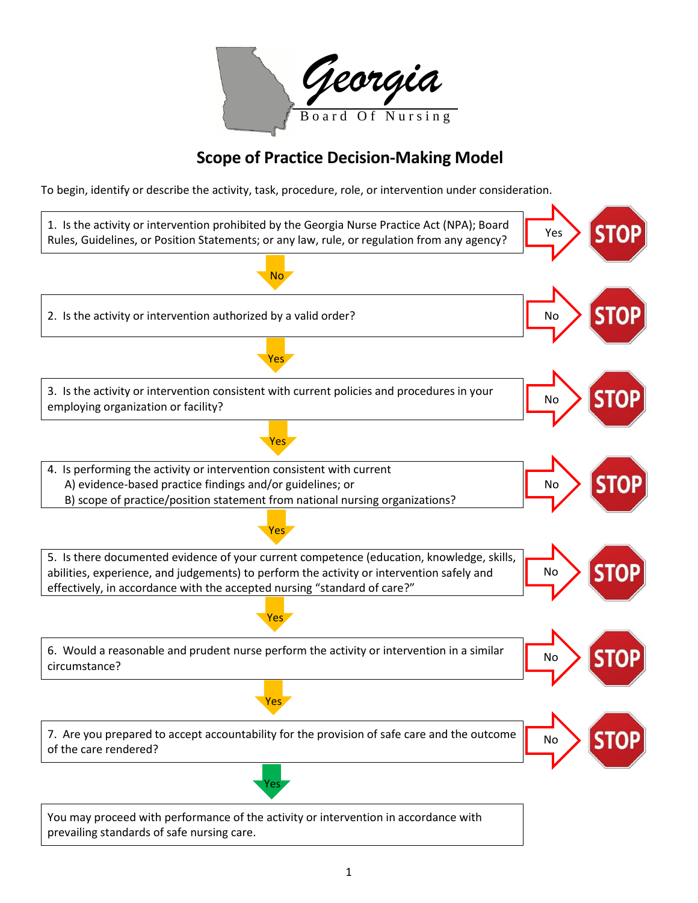# Georgia

Board Of Nursing

## Scope of Practice Decision-Making Model

To begin, identify or describe the activity, task, procedure, role, or intervention under consideration.

1. Is the activity or intervention prohibited by the Georgia Nurse Practice Act (NPA); Board Rules, Guidelines, or Position Statements; or any law, rule, or regulation from any agency?
   - Yes → STOP
   - No ↓

2. Is the activity or intervention authorized by a valid order?
   - No → STOP
   - Yes ↓

3. Is the activity or intervention consistent with current policies and procedures in your employing organization or facility?
   - No → STOP
   - Yes ↓

4. Is performing the activity or intervention consistent with current
   A) evidence-based practice findings and/or guidelines; or
   B) scope of practice/position statement from national nursing organizations?
   - No → STOP
   - Yes ↓

5. Is there documented evidence of your current competence (education, knowledge, skills, abilities, experience, and judgements) to perform the activity or intervention safely and effectively, in accordance with the accepted nursing "standard of care?"
   - No → STOP
   - Yes ↓

6. Would a reasonable and prudent nurse perform the activity or intervention in a similar circumstance?
   - No → STOP
   - Yes ↓

7. Are you prepared to accept accountability for the provision of safe care and the outcome of the care rendered?
   - No → STOP
   - Yes ↓

You may proceed with performance of the activity or intervention in accordance with prevailing standards of safe nursing care.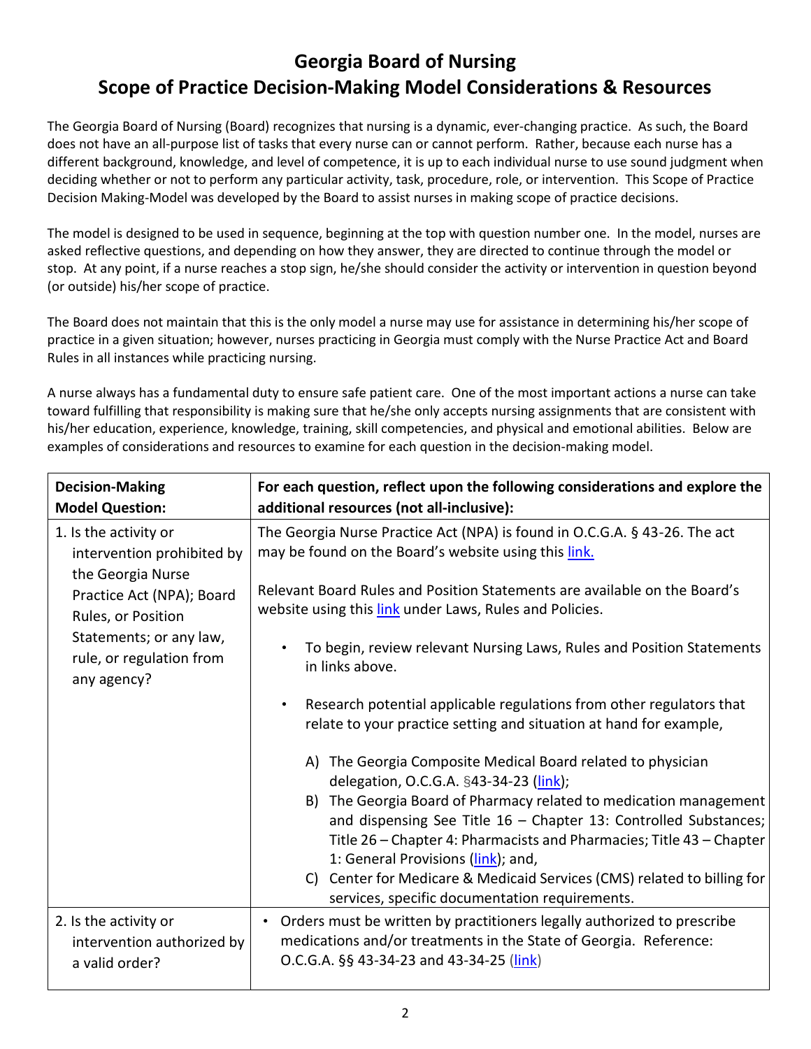# Georgia Board of Nursing
## Scope of Practice Decision-Making Model Considerations & Resources

The Georgia Board of Nursing (Board) recognizes that nursing is a dynamic, ever-changing practice. As such, the Board does not have an all-purpose list of tasks that every nurse can or cannot perform. Rather, because each nurse has a different background, knowledge, and level of competence, it is up to each individual nurse to use sound judgment when deciding whether or not to perform any particular activity, task, procedure, role, or intervention. This Scope of Practice Decision Making-Model was developed by the Board to assist nurses in making scope of practice decisions.

The model is designed to be used in sequence, beginning at the top with question number one. In the model, nurses are asked reflective questions, and depending on how they answer, they are directed to continue through the model or stop. At any point, if a nurse reaches a stop sign, he/she should consider the activity or intervention in question beyond (or outside) his/her scope of practice.

The Board does not maintain that this is the only model a nurse may use for assistance in determining his/her scope of practice in a given situation; however, nurses practicing in Georgia must comply with the Nurse Practice Act and Board Rules in all instances while practicing nursing.

A nurse always has a fundamental duty to ensure safe patient care. One of the most important actions a nurse can take toward fulfilling that responsibility is making sure that he/she only accepts nursing assignments that are consistent with his/her education, experience, knowledge, training, skill competencies, and physical and emotional abilities. Below are examples of considerations and resources to examine for each question in the decision-making model.

| Decision-Making Model Question: | For each question, reflect upon the following considerations and explore the additional resources (not all-inclusive): |
|---|---|
| 1. Is the activity or intervention prohibited by the Georgia Nurse Practice Act (NPA); Board Rules, or Position Statements; or any law, rule, or regulation from any agency? | The Georgia Nurse Practice Act (NPA) is found in O.C.G.A. § 43-26. The act may be found on the Board's website using this link.<br><br>Relevant Board Rules and Position Statements are available on the Board's website using this link under Laws, Rules and Policies.<br><br>• To begin, review relevant Nursing Laws, Rules and Position Statements in links above.<br><br>• Research potential applicable regulations from other regulators that relate to your practice setting and situation at hand for example,<br><br>A) The Georgia Composite Medical Board related to physician delegation, O.C.G.A. §43-34-23 (link);<br>B) The Georgia Board of Pharmacy related to medication management and dispensing See Title 16 – Chapter 13: Controlled Substances; Title 26 – Chapter 4: Pharmacists and Pharmacies; Title 43 – Chapter 1: General Provisions (link); and,<br>C) Center for Medicare & Medicaid Services (CMS) related to billing for services, specific documentation requirements. |
| 2. Is the activity or intervention authorized by a valid order? | • Orders must be written by practitioners legally authorized to prescribe medications and/or treatments in the State of Georgia. Reference: O.C.G.A. §§ 43-34-23 and 43-34-25 (link) |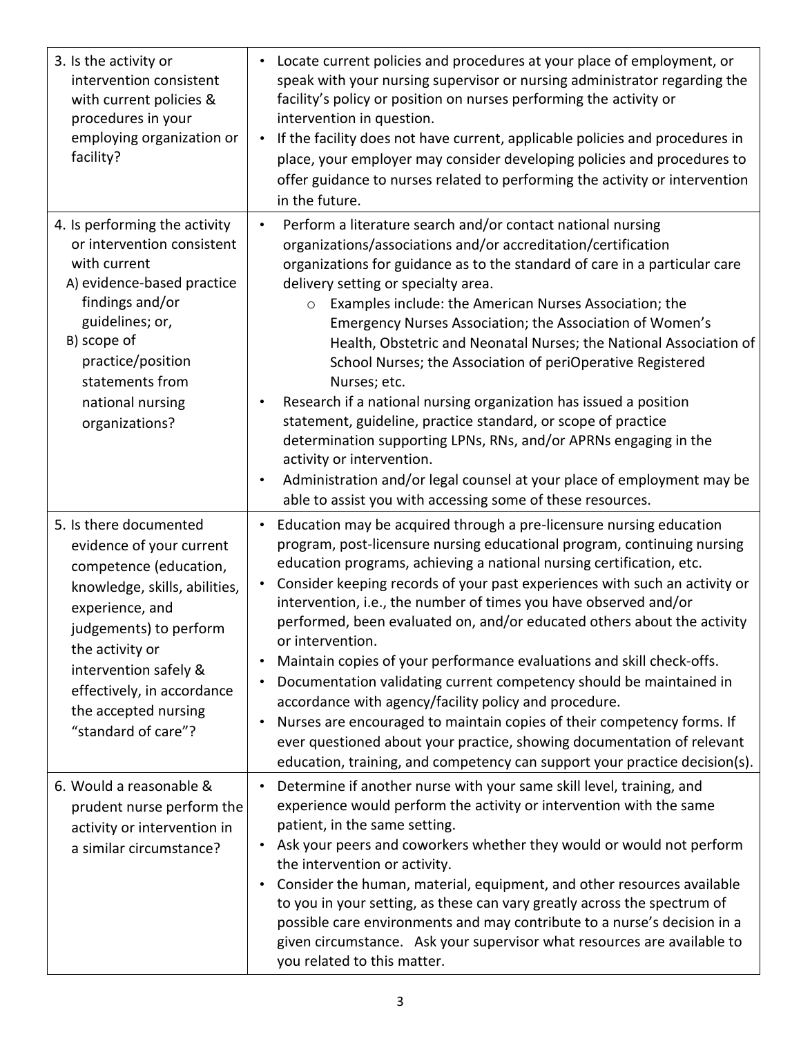| | |
|---|---|
| 3. Is the activity or intervention consistent with current policies & procedures in your employing organization or facility? | • Locate current policies and procedures at your place of employment, or speak with your nursing supervisor or nursing administrator regarding the facility's policy or position on nurses performing the activity or intervention in question.<br>• If the facility does not have current, applicable policies and procedures in place, your employer may consider developing policies and procedures to offer guidance to nurses related to performing the activity or intervention in the future. |
| 4. Is performing the activity or intervention consistent with current<br>A) evidence-based practice findings and/or guidelines; or,<br>B) scope of practice/position statements from national nursing organizations? | • Perform a literature search and/or contact national nursing organizations/associations and/or accreditation/certification organizations for guidance as to the standard of care in a particular care delivery setting or specialty area.<br>  o Examples include: the American Nurses Association; the Emergency Nurses Association; the Association of Women's Health, Obstetric and Neonatal Nurses; the National Association of School Nurses; the Association of periOperative Registered Nurses; etc.<br>• Research if a national nursing organization has issued a position statement, guideline, practice standard, or scope of practice determination supporting LPNs, RNs, and/or APRNs engaging in the activity or intervention.<br>• Administration and/or legal counsel at your place of employment may be able to assist you with accessing some of these resources. |
| 5. Is there documented evidence of your current competence (education, knowledge, skills, abilities, experience, and judgements) to perform the activity or intervention safely & effectively, in accordance the accepted nursing "standard of care"? | • Education may be acquired through a pre-licensure nursing education program, post-licensure nursing educational program, continuing nursing education programs, achieving a national nursing certification, etc.<br>• Consider keeping records of your past experiences with such an activity or intervention, i.e., the number of times you have observed and/or performed, been evaluated on, and/or educated others about the activity or intervention.<br>• Maintain copies of your performance evaluations and skill check-offs.<br>• Documentation validating current competency should be maintained in accordance with agency/facility policy and procedure.<br>• Nurses are encouraged to maintain copies of their competency forms. If ever questioned about your practice, showing documentation of relevant education, training, and competency can support your practice decision(s). |
| 6. Would a reasonable & prudent nurse perform the activity or intervention in a similar circumstance? | • Determine if another nurse with your same skill level, training, and experience would perform the activity or intervention with the same patient, in the same setting.<br>• Ask your peers and coworkers whether they would or would not perform the intervention or activity.<br>• Consider the human, material, equipment, and other resources available to you in your setting, as these can vary greatly across the spectrum of possible care environments and may contribute to a nurse's decision in a given circumstance. Ask your supervisor what resources are available to you related to this matter. |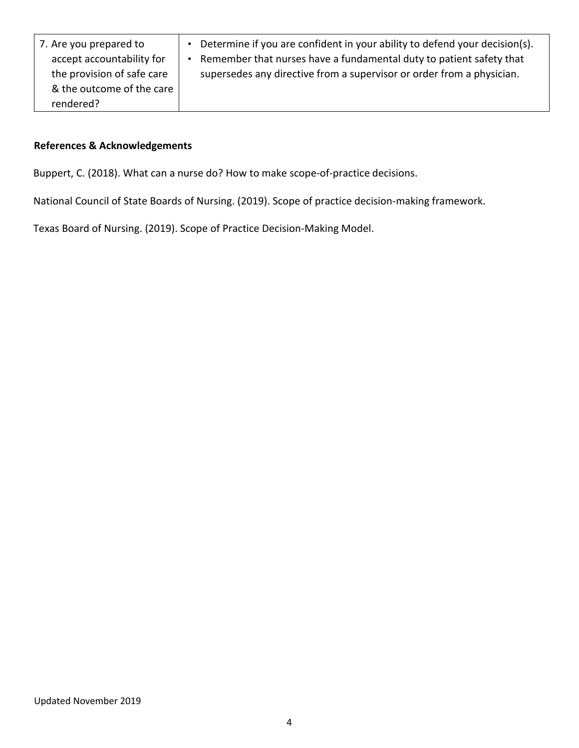| | |
|---|---|
| 7. Are you prepared to accept accountability for the provision of safe care & the outcome of the care rendered? | • Determine if you are confident in your ability to defend your decision(s).<br>• Remember that nurses have a fundamental duty to patient safety that supersedes any directive from a supervisor or order from a physician. |

**References & Acknowledgements**

Buppert, C. (2018). What can a nurse do? How to make scope-of-practice decisions.

National Council of State Boards of Nursing. (2019). Scope of practice decision-making framework.

Texas Board of Nursing. (2019). Scope of Practice Decision-Making Model.

Updated November 2019